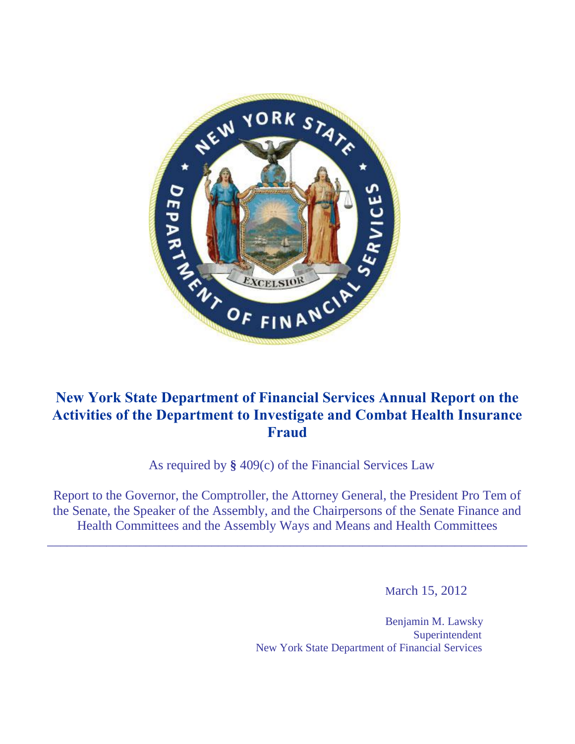# New York State Department of Financial Services Annual Report on the Activities of the Department to Investigate and Combat Health Insurance Fraud

As required by § 409(c) of the Financial Services Law

Report to the Governor, the Comptroller, the Attorney General, the President Pro Tem of the Senate, the Speaker of the Assembly, and the Chairpersons of the Senate Finance and Health Committees and the Assembly Ways and Means and Health Committees

---

March 15, 2012

Benjamin M. Lawsky
Superintendent
New York State Department of Financial Services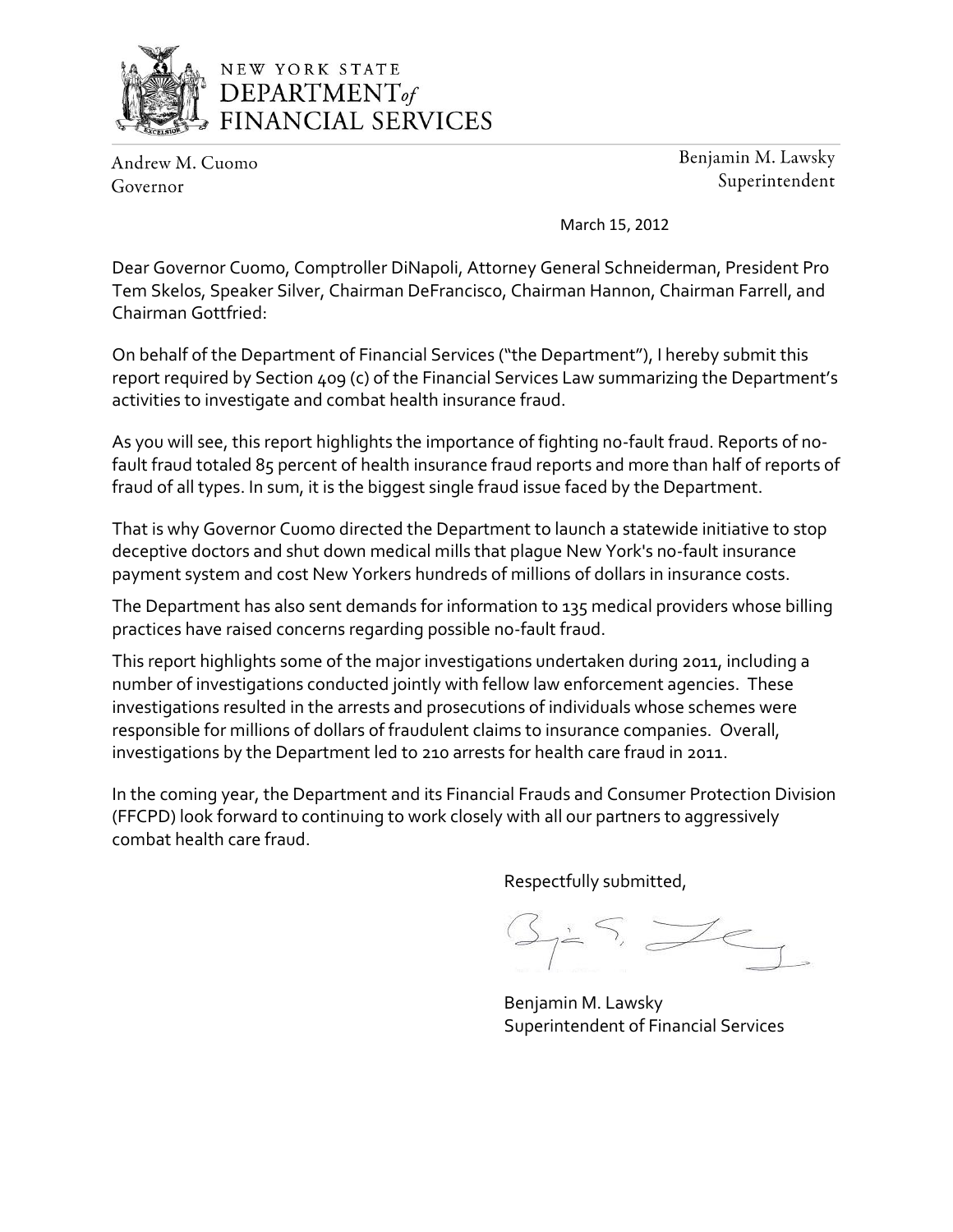NEW YORK STATE
DEPARTMENT*of*
FINANCIAL SERVICES

Andrew M. Cuomo
Governor

Benjamin M. Lawsky
Superintendent

March 15, 2012

Dear Governor Cuomo, Comptroller DiNapoli, Attorney General Schneiderman, President Pro Tem Skelos, Speaker Silver, Chairman DeFrancisco, Chairman Hannon, Chairman Farrell, and Chairman Gottfried:

On behalf of the Department of Financial Services ("the Department"), I hereby submit this report required by Section 409 (c) of the Financial Services Law summarizing the Department's activities to investigate and combat health insurance fraud.

As you will see, this report highlights the importance of fighting no-fault fraud. Reports of no-fault fraud totaled 85 percent of health insurance fraud reports and more than half of reports of fraud of all types. In sum, it is the biggest single fraud issue faced by the Department.

That is why Governor Cuomo directed the Department to launch a statewide initiative to stop deceptive doctors and shut down medical mills that plague New York's no-fault insurance payment system and cost New Yorkers hundreds of millions of dollars in insurance costs.

The Department has also sent demands for information to 135 medical providers whose billing practices have raised concerns regarding possible no-fault fraud.

This report highlights some of the major investigations undertaken during 2011, including a number of investigations conducted jointly with fellow law enforcement agencies. These investigations resulted in the arrests and prosecutions of individuals whose schemes were responsible for millions of dollars of fraudulent claims to insurance companies. Overall, investigations by the Department led to 210 arrests for health care fraud in 2011.

In the coming year, the Department and its Financial Frauds and Consumer Protection Division (FFCPD) look forward to continuing to work closely with all our partners to aggressively combat health care fraud.

Respectfully submitted,

Benjamin M. Lawsky
Superintendent of Financial Services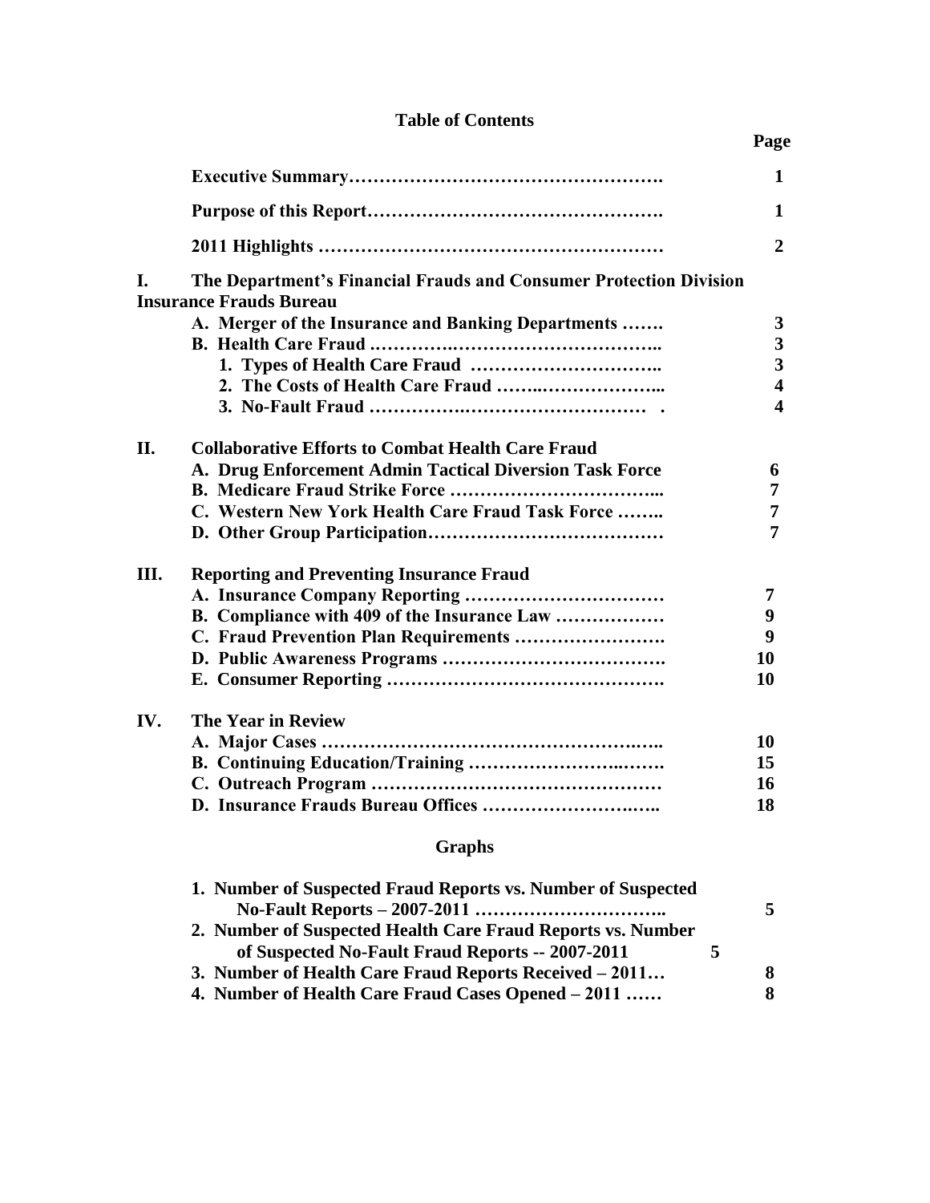# Table of Contents

| | | Page |
|---|---|---|
| | **Executive Summary** | **1** |
| | **Purpose of this Report** | **1** |
| | **2011 Highlights** | **2** |
| **I.** | **The Department's Financial Frauds and Consumer Protection Division Insurance Frauds Bureau** | |
| | **A. Merger of the Insurance and Banking Departments** | **3** |
| | **B. Health Care Fraud** | **3** |
| | **1. Types of Health Care Fraud** | **3** |
| | **2. The Costs of Health Care Fraud** | **4** |
| | **3. No-Fault Fraud** | **4** |
| **II.** | **Collaborative Efforts to Combat Health Care Fraud** | |
| | **A. Drug Enforcement Admin Tactical Diversion Task Force** | **6** |
| | **B. Medicare Fraud Strike Force** | **7** |
| | **C. Western New York Health Care Fraud Task Force** | **7** |
| | **D. Other Group Participation** | **7** |
| **III.** | **Reporting and Preventing Insurance Fraud** | |
| | **A. Insurance Company Reporting** | **7** |
| | **B. Compliance with 409 of the Insurance Law** | **9** |
| | **C. Fraud Prevention Plan Requirements** | **9** |
| | **D. Public Awareness Programs** | **10** |
| | **E. Consumer Reporting** | **10** |
| **IV.** | **The Year in Review** | |
| | **A. Major Cases** | **10** |
| | **B. Continuing Education/Training** | **15** |
| | **C. Outreach Program** | **16** |
| | **D. Insurance Frauds Bureau Offices** | **18** |

## Graphs

| | Page |
|---|---|
| **1. Number of Suspected Fraud Reports vs. Number of Suspected No-Fault Reports – 2007-2011** | **5** |
| **2. Number of Suspected Health Care Fraud Reports vs. Number of Suspected No-Fault Fraud Reports -- 2007-2011** | **5** |
| **3. Number of Health Care Fraud Reports Received – 2011** | **8** |
| **4. Number of Health Care Fraud Cases Opened – 2011** | **8** |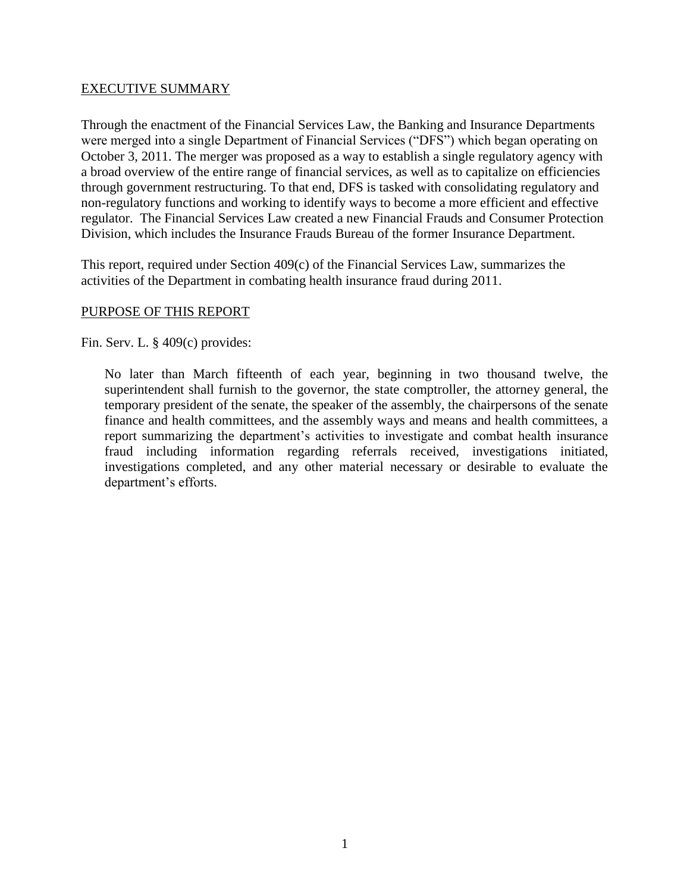## EXECUTIVE SUMMARY

Through the enactment of the Financial Services Law, the Banking and Insurance Departments were merged into a single Department of Financial Services ("DFS") which began operating on October 3, 2011. The merger was proposed as a way to establish a single regulatory agency with a broad overview of the entire range of financial services, as well as to capitalize on efficiencies through government restructuring. To that end, DFS is tasked with consolidating regulatory and non-regulatory functions and working to identify ways to become a more efficient and effective regulator. The Financial Services Law created a new Financial Frauds and Consumer Protection Division, which includes the Insurance Frauds Bureau of the former Insurance Department.

This report, required under Section 409(c) of the Financial Services Law, summarizes the activities of the Department in combating health insurance fraud during 2011.

## PURPOSE OF THIS REPORT

Fin. Serv. L. § 409(c) provides:

> No later than March fifteenth of each year, beginning in two thousand twelve, the superintendent shall furnish to the governor, the state comptroller, the attorney general, the temporary president of the senate, the speaker of the assembly, the chairpersons of the senate finance and health committees, and the assembly ways and means and health committees, a report summarizing the department's activities to investigate and combat health insurance fraud including information regarding referrals received, investigations initiated, investigations completed, and any other material necessary or desirable to evaluate the department's efforts.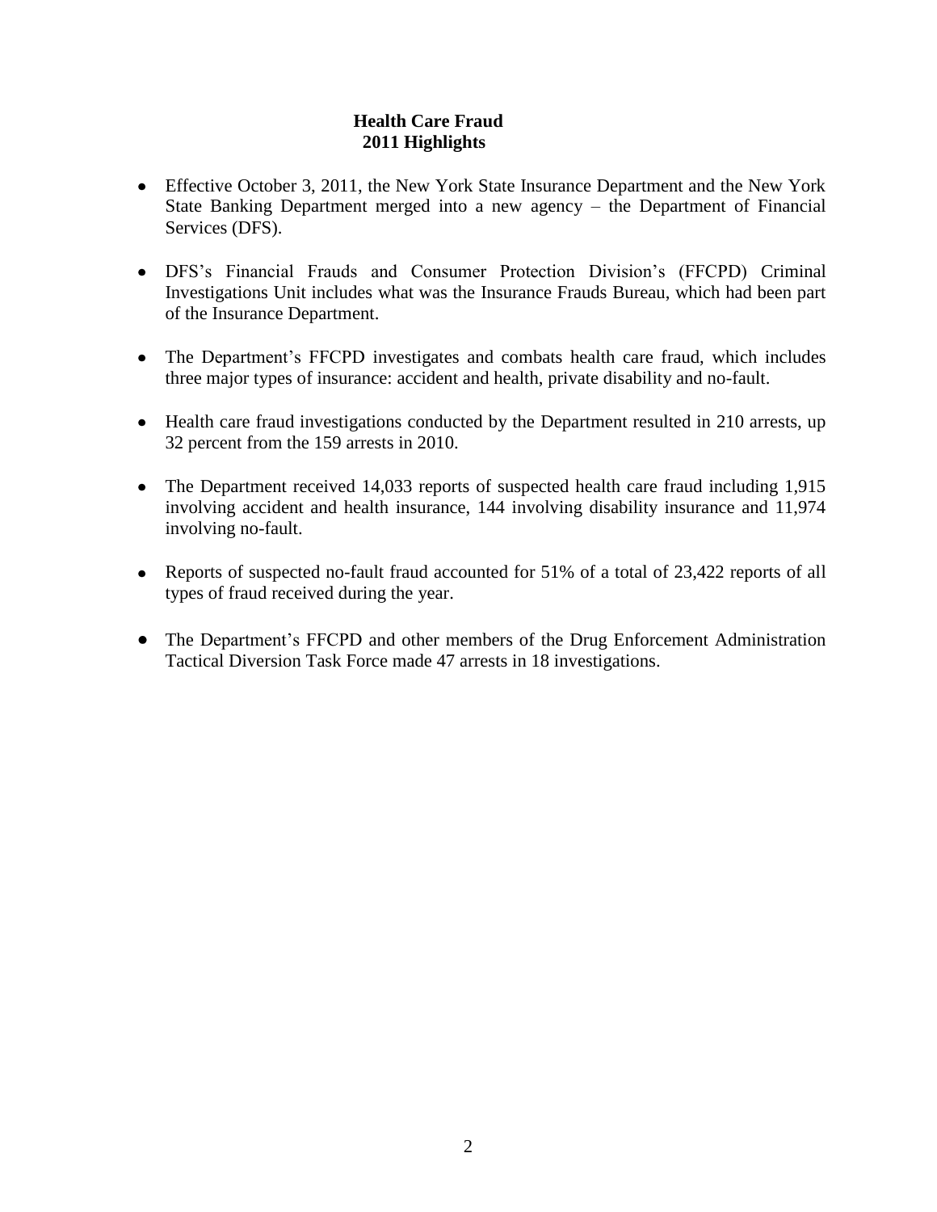## Health Care Fraud
## 2011 Highlights

- Effective October 3, 2011, the New York State Insurance Department and the New York State Banking Department merged into a new agency – the Department of Financial Services (DFS).

- DFS's Financial Frauds and Consumer Protection Division's (FFCPD) Criminal Investigations Unit includes what was the Insurance Frauds Bureau, which had been part of the Insurance Department.

- The Department's FFCPD investigates and combats health care fraud, which includes three major types of insurance: accident and health, private disability and no-fault.

- Health care fraud investigations conducted by the Department resulted in 210 arrests, up 32 percent from the 159 arrests in 2010.

- The Department received 14,033 reports of suspected health care fraud including 1,915 involving accident and health insurance, 144 involving disability insurance and 11,974 involving no-fault.

- Reports of suspected no-fault fraud accounted for 51% of a total of 23,422 reports of all types of fraud received during the year.

- The Department's FFCPD and other members of the Drug Enforcement Administration Tactical Diversion Task Force made 47 arrests in 18 investigations.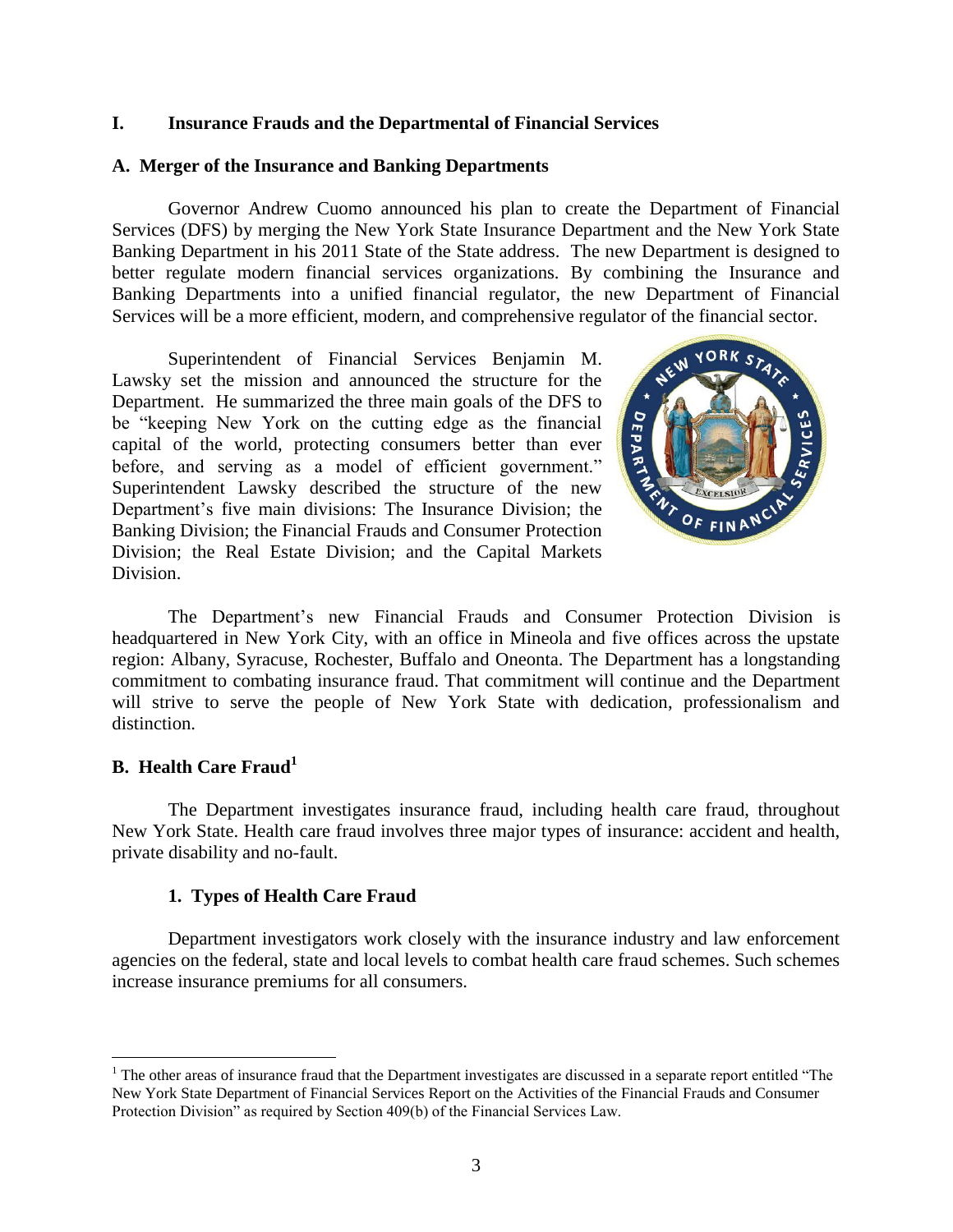## I. Insurance Frauds and the Departmental of Financial Services

### A. Merger of the Insurance and Banking Departments

Governor Andrew Cuomo announced his plan to create the Department of Financial Services (DFS) by merging the New York State Insurance Department and the New York State Banking Department in his 2011 State of the State address. The new Department is designed to better regulate modern financial services organizations. By combining the Insurance and Banking Departments into a unified financial regulator, the new Department of Financial Services will be a more efficient, modern, and comprehensive regulator of the financial sector.

Superintendent of Financial Services Benjamin M. Lawsky set the mission and announced the structure for the Department. He summarized the three main goals of the DFS to be "keeping New York on the cutting edge as the financial capital of the world, protecting consumers better than ever before, and serving as a model of efficient government." Superintendent Lawsky described the structure of the new Department's five main divisions: The Insurance Division; the Banking Division; the Financial Frauds and Consumer Protection Division; the Real Estate Division; and the Capital Markets Division.

The Department's new Financial Frauds and Consumer Protection Division is headquartered in New York City, with an office in Mineola and five offices across the upstate region: Albany, Syracuse, Rochester, Buffalo and Oneonta. The Department has a longstanding commitment to combating insurance fraud. That commitment will continue and the Department will strive to serve the people of New York State with dedication, professionalism and distinction.

### B. Health Care Fraud[1]

The Department investigates insurance fraud, including health care fraud, throughout New York State. Health care fraud involves three major types of insurance: accident and health, private disability and no-fault.

#### 1. Types of Health Care Fraud

Department investigators work closely with the insurance industry and law enforcement agencies on the federal, state and local levels to combat health care fraud schemes. Such schemes increase insurance premiums for all consumers.

---

[1] The other areas of insurance fraud that the Department investigates are discussed in a separate report entitled "The New York State Department of Financial Services Report on the Activities of the Financial Frauds and Consumer Protection Division" as required by Section 409(b) of the Financial Services Law.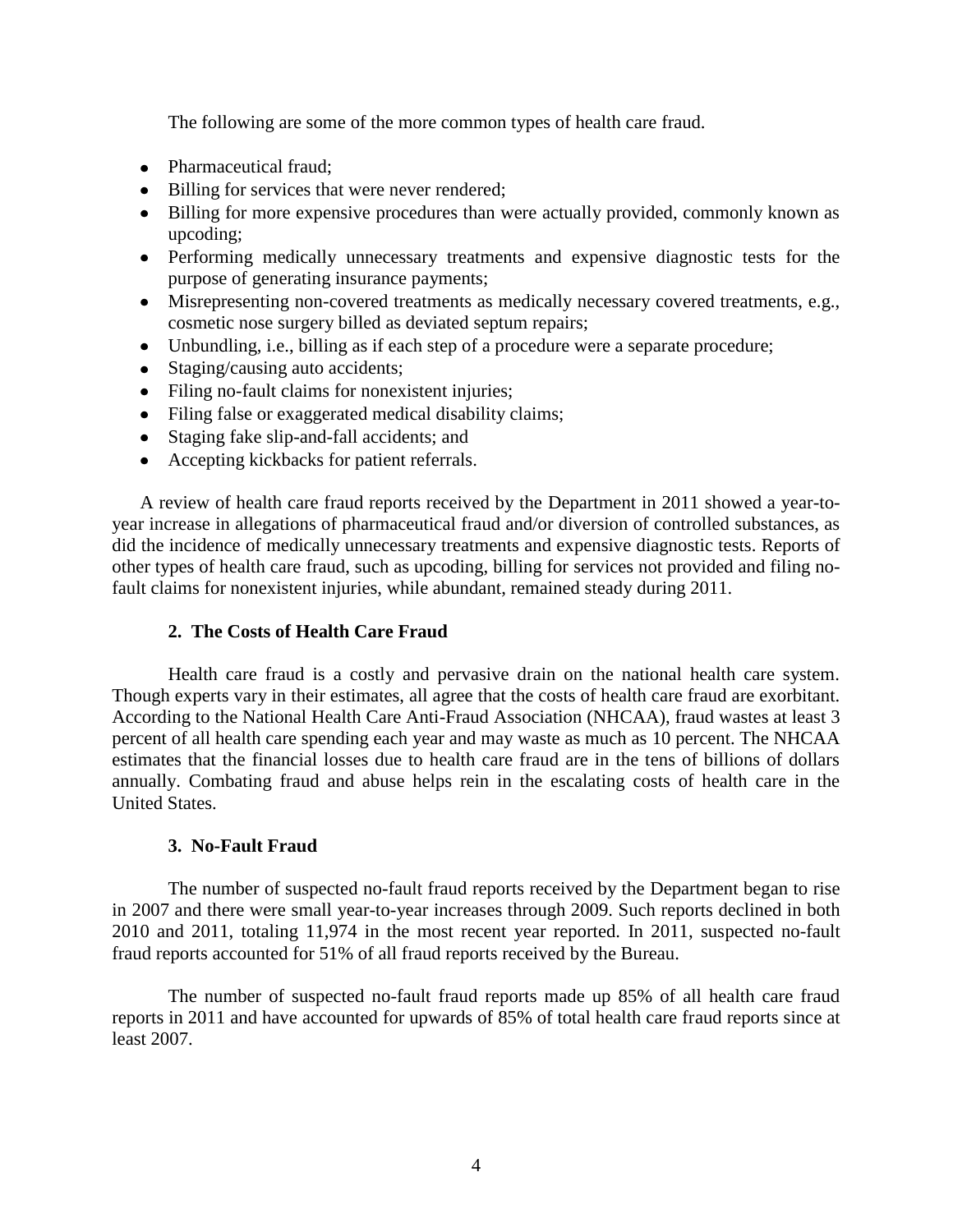The following are some of the more common types of health care fraud.

- Pharmaceutical fraud;
- Billing for services that were never rendered;
- Billing for more expensive procedures than were actually provided, commonly known as upcoding;
- Performing medically unnecessary treatments and expensive diagnostic tests for the purpose of generating insurance payments;
- Misrepresenting non-covered treatments as medically necessary covered treatments, e.g., cosmetic nose surgery billed as deviated septum repairs;
- Unbundling, i.e., billing as if each step of a procedure were a separate procedure;
- Staging/causing auto accidents;
- Filing no-fault claims for nonexistent injuries;
- Filing false or exaggerated medical disability claims;
- Staging fake slip-and-fall accidents; and
- Accepting kickbacks for patient referrals.

A review of health care fraud reports received by the Department in 2011 showed a year-to-year increase in allegations of pharmaceutical fraud and/or diversion of controlled substances, as did the incidence of medically unnecessary treatments and expensive diagnostic tests. Reports of other types of health care fraud, such as upcoding, billing for services not provided and filing no-fault claims for nonexistent injuries, while abundant, remained steady during 2011.

### 2. The Costs of Health Care Fraud

Health care fraud is a costly and pervasive drain on the national health care system. Though experts vary in their estimates, all agree that the costs of health care fraud are exorbitant. According to the National Health Care Anti-Fraud Association (NHCAA), fraud wastes at least 3 percent of all health care spending each year and may waste as much as 10 percent. The NHCAA estimates that the financial losses due to health care fraud are in the tens of billions of dollars annually. Combating fraud and abuse helps rein in the escalating costs of health care in the United States.

### 3. No-Fault Fraud

The number of suspected no-fault fraud reports received by the Department began to rise in 2007 and there were small year-to-year increases through 2009. Such reports declined in both 2010 and 2011, totaling 11,974 in the most recent year reported. In 2011, suspected no-fault fraud reports accounted for 51% of all fraud reports received by the Bureau.

The number of suspected no-fault fraud reports made up 85% of all health care fraud reports in 2011 and have accounted for upwards of 85% of total health care fraud reports since at least 2007.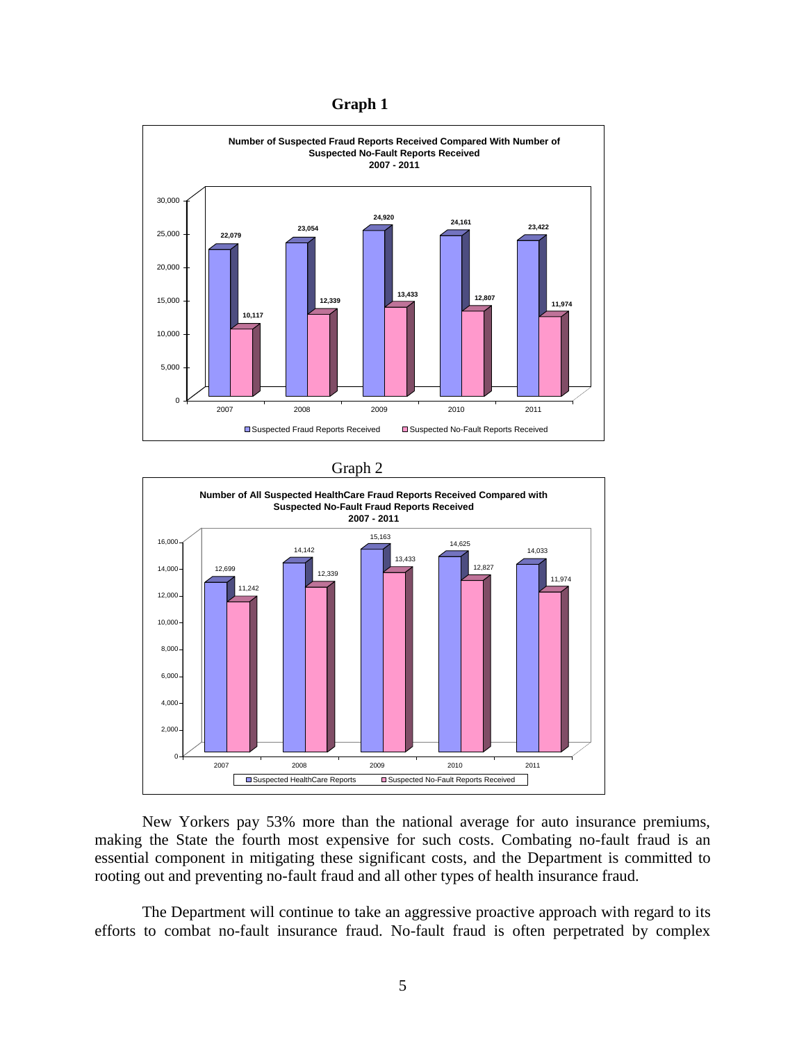**Graph 1**

**Number of Suspected Fraud Reports Received Compared With Number of Suspected No-Fault Reports Received 2007 - 2011**

| Year | Suspected Fraud Reports Received | Suspected No-Fault Reports Received |
|---|---|---|
| 2007 | 22,079 | 10,117 |
| 2008 | 23,054 | 12,339 |
| 2009 | 24,920 | 13,433 |
| 2010 | 24,161 | 12,807 |
| 2011 | 23,422 | 11,974 |

Graph 2

**Number of All Suspected HealthCare Fraud Reports Received Compared with Suspected No-Fault Fraud Reports Received 2007 - 2011**

| Year | Suspected HealthCare Reports | Suspected No-Fault Reports Received |
|---|---|---|
| 2007 | 12,699 | 11,242 |
| 2008 | 14,142 | 12,339 |
| 2009 | 15,163 | 13,433 |
| 2010 | 14,625 | 12,827 |
| 2011 | 14,033 | 11,974 |

New Yorkers pay 53% more than the national average for auto insurance premiums, making the State the fourth most expensive for such costs. Combating no-fault fraud is an essential component in mitigating these significant costs, and the Department is committed to rooting out and preventing no-fault fraud and all other types of health insurance fraud.

The Department will continue to take an aggressive proactive approach with regard to its efforts to combat no-fault insurance fraud. No-fault fraud is often perpetrated by complex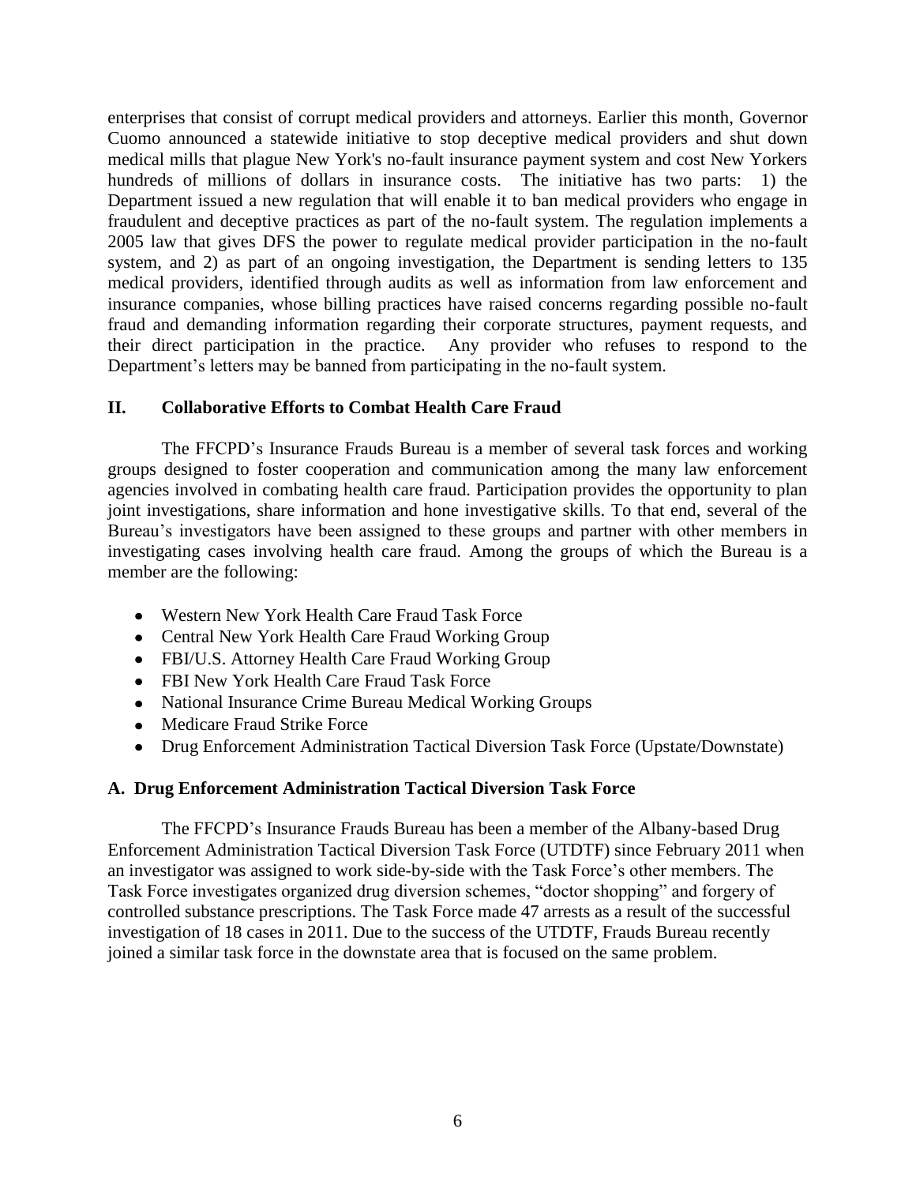enterprises that consist of corrupt medical providers and attorneys. Earlier this month, Governor Cuomo announced a statewide initiative to stop deceptive medical providers and shut down medical mills that plague New York's no-fault insurance payment system and cost New Yorkers hundreds of millions of dollars in insurance costs. The initiative has two parts: 1) the Department issued a new regulation that will enable it to ban medical providers who engage in fraudulent and deceptive practices as part of the no-fault system. The regulation implements a 2005 law that gives DFS the power to regulate medical provider participation in the no-fault system, and 2) as part of an ongoing investigation, the Department is sending letters to 135 medical providers, identified through audits as well as information from law enforcement and insurance companies, whose billing practices have raised concerns regarding possible no-fault fraud and demanding information regarding their corporate structures, payment requests, and their direct participation in the practice. Any provider who refuses to respond to the Department's letters may be banned from participating in the no-fault system.

## II. Collaborative Efforts to Combat Health Care Fraud

The FFCPD's Insurance Frauds Bureau is a member of several task forces and working groups designed to foster cooperation and communication among the many law enforcement agencies involved in combating health care fraud. Participation provides the opportunity to plan joint investigations, share information and hone investigative skills. To that end, several of the Bureau's investigators have been assigned to these groups and partner with other members in investigating cases involving health care fraud. Among the groups of which the Bureau is a member are the following:

- Western New York Health Care Fraud Task Force
- Central New York Health Care Fraud Working Group
- FBI/U.S. Attorney Health Care Fraud Working Group
- FBI New York Health Care Fraud Task Force
- National Insurance Crime Bureau Medical Working Groups
- Medicare Fraud Strike Force
- Drug Enforcement Administration Tactical Diversion Task Force (Upstate/Downstate)

### A. Drug Enforcement Administration Tactical Diversion Task Force

The FFCPD's Insurance Frauds Bureau has been a member of the Albany-based Drug Enforcement Administration Tactical Diversion Task Force (UTDTF) since February 2011 when an investigator was assigned to work side-by-side with the Task Force's other members. The Task Force investigates organized drug diversion schemes, "doctor shopping" and forgery of controlled substance prescriptions. The Task Force made 47 arrests as a result of the successful investigation of 18 cases in 2011. Due to the success of the UTDTF, Frauds Bureau recently joined a similar task force in the downstate area that is focused on the same problem.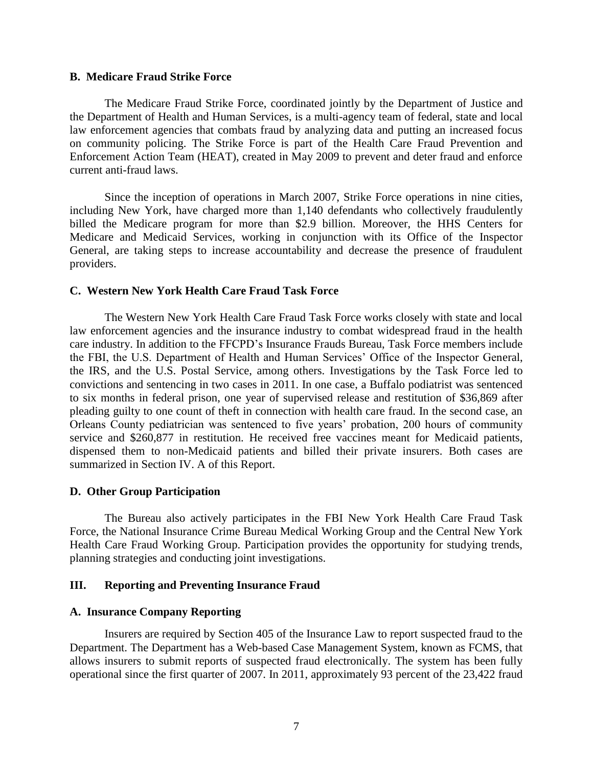### B. Medicare Fraud Strike Force

The Medicare Fraud Strike Force, coordinated jointly by the Department of Justice and the Department of Health and Human Services, is a multi-agency team of federal, state and local law enforcement agencies that combats fraud by analyzing data and putting an increased focus on community policing. The Strike Force is part of the Health Care Fraud Prevention and Enforcement Action Team (HEAT), created in May 2009 to prevent and deter fraud and enforce current anti-fraud laws.

Since the inception of operations in March 2007, Strike Force operations in nine cities, including New York, have charged more than 1,140 defendants who collectively fraudulently billed the Medicare program for more than $2.9 billion. Moreover, the HHS Centers for Medicare and Medicaid Services, working in conjunction with its Office of the Inspector General, are taking steps to increase accountability and decrease the presence of fraudulent providers.

### C. Western New York Health Care Fraud Task Force

The Western New York Health Care Fraud Task Force works closely with state and local law enforcement agencies and the insurance industry to combat widespread fraud in the health care industry. In addition to the FFCPD's Insurance Frauds Bureau, Task Force members include the FBI, the U.S. Department of Health and Human Services' Office of the Inspector General, the IRS, and the U.S. Postal Service, among others. Investigations by the Task Force led to convictions and sentencing in two cases in 2011. In one case, a Buffalo podiatrist was sentenced to six months in federal prison, one year of supervised release and restitution of $36,869 after pleading guilty to one count of theft in connection with health care fraud. In the second case, an Orleans County pediatrician was sentenced to five years' probation, 200 hours of community service and $260,877 in restitution. He received free vaccines meant for Medicaid patients, dispensed them to non-Medicaid patients and billed their private insurers. Both cases are summarized in Section IV. A of this Report.

### D. Other Group Participation

The Bureau also actively participates in the FBI New York Health Care Fraud Task Force, the National Insurance Crime Bureau Medical Working Group and the Central New York Health Care Fraud Working Group. Participation provides the opportunity for studying trends, planning strategies and conducting joint investigations.

## III. Reporting and Preventing Insurance Fraud

### A. Insurance Company Reporting

Insurers are required by Section 405 of the Insurance Law to report suspected fraud to the Department. The Department has a Web-based Case Management System, known as FCMS, that allows insurers to submit reports of suspected fraud electronically. The system has been fully operational since the first quarter of 2007. In 2011, approximately 93 percent of the 23,422 fraud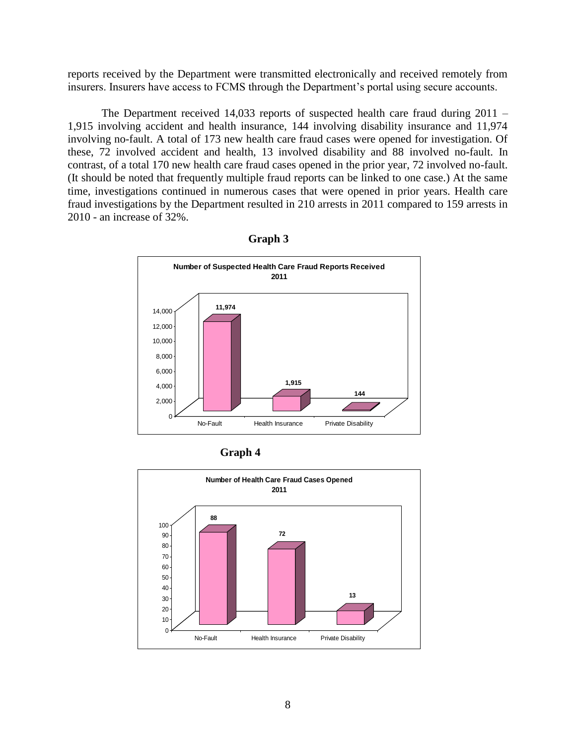reports received by the Department were transmitted electronically and received remotely from insurers. Insurers have access to FCMS through the Department's portal using secure accounts.

The Department received 14,033 reports of suspected health care fraud during 2011 – 1,915 involving accident and health insurance, 144 involving disability insurance and 11,974 involving no-fault. A total of 173 new health care fraud cases were opened for investigation. Of these, 72 involved accident and health, 13 involved disability and 88 involved no-fault. In contrast, of a total 170 new health care fraud cases opened in the prior year, 72 involved no-fault. (It should be noted that frequently multiple fraud reports can be linked to one case.) At the same time, investigations continued in numerous cases that were opened in prior years. Health care fraud investigations by the Department resulted in 210 arrests in 2011 compared to 159 arrests in 2010 - an increase of 32%.

**Graph 3**

**Number of Suspected Health Care Fraud Reports Received 2011**

| Category | Reports |
|---|---|
| No-Fault | 11,974 |
| Health Insurance | 1,915 |
| Private Disability | 144 |

**Graph 4**

**Number of Health Care Fraud Cases Opened 2011**

| Category | Cases |
|---|---|
| No-Fault | 88 |
| Health Insurance | 72 |
| Private Disability | 13 |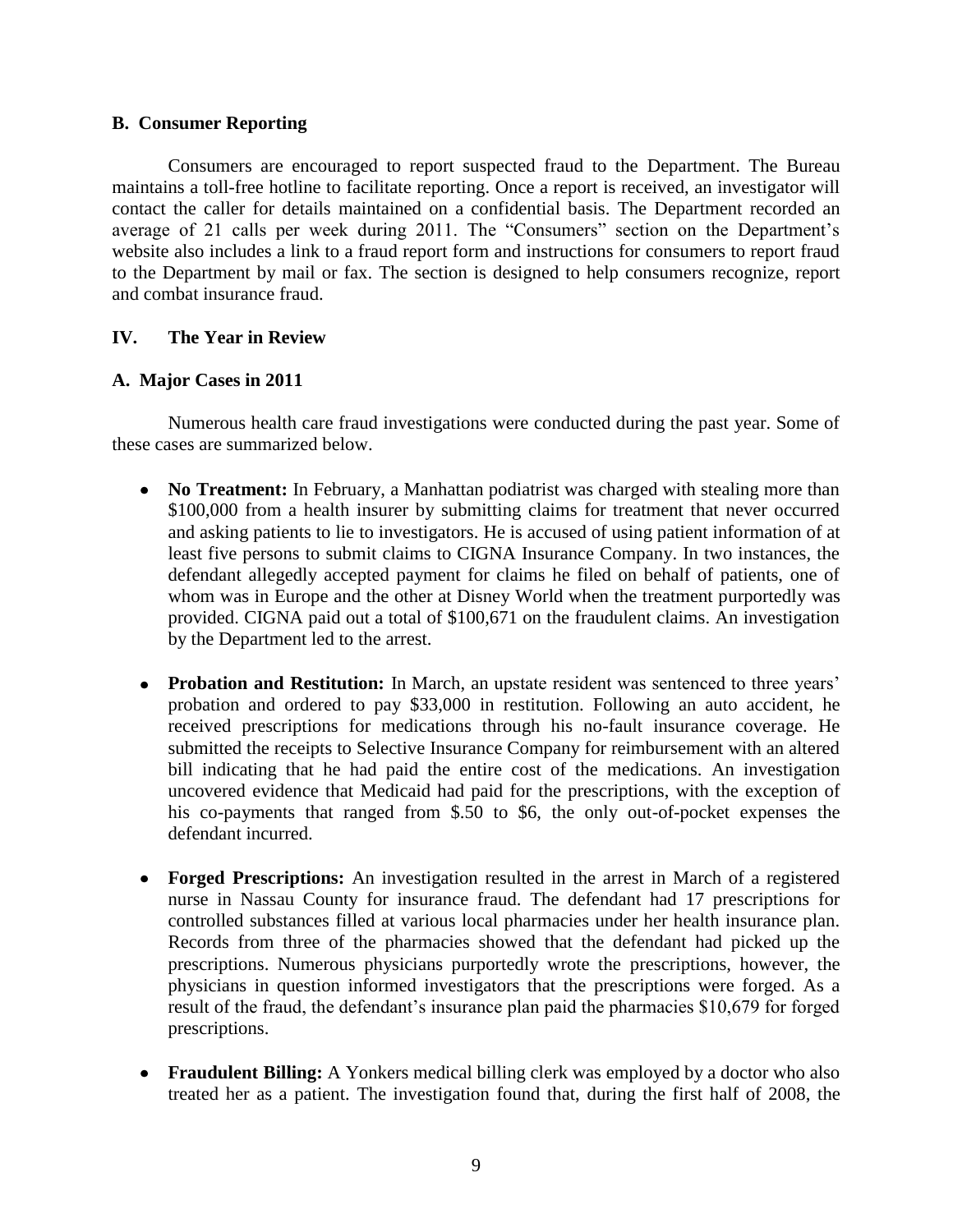### B. Consumer Reporting

Consumers are encouraged to report suspected fraud to the Department. The Bureau maintains a toll-free hotline to facilitate reporting. Once a report is received, an investigator will contact the caller for details maintained on a confidential basis. The Department recorded an average of 21 calls per week during 2011. The "Consumers" section on the Department's website also includes a link to a fraud report form and instructions for consumers to report fraud to the Department by mail or fax. The section is designed to help consumers recognize, report and combat insurance fraud.

## IV. The Year in Review

### A. Major Cases in 2011

Numerous health care fraud investigations were conducted during the past year. Some of these cases are summarized below.

- **No Treatment:** In February, a Manhattan podiatrist was charged with stealing more than $100,000 from a health insurer by submitting claims for treatment that never occurred and asking patients to lie to investigators. He is accused of using patient information of at least five persons to submit claims to CIGNA Insurance Company. In two instances, the defendant allegedly accepted payment for claims he filed on behalf of patients, one of whom was in Europe and the other at Disney World when the treatment purportedly was provided. CIGNA paid out a total of $100,671 on the fraudulent claims. An investigation by the Department led to the arrest.

- **Probation and Restitution:** In March, an upstate resident was sentenced to three years' probation and ordered to pay $33,000 in restitution. Following an auto accident, he received prescriptions for medications through his no-fault insurance coverage. He submitted the receipts to Selective Insurance Company for reimbursement with an altered bill indicating that he had paid the entire cost of the medications. An investigation uncovered evidence that Medicaid had paid for the prescriptions, with the exception of his co-payments that ranged from $.50 to $6, the only out-of-pocket expenses the defendant incurred.

- **Forged Prescriptions:** An investigation resulted in the arrest in March of a registered nurse in Nassau County for insurance fraud. The defendant had 17 prescriptions for controlled substances filled at various local pharmacies under her health insurance plan. Records from three of the pharmacies showed that the defendant had picked up the prescriptions. Numerous physicians purportedly wrote the prescriptions, however, the physicians in question informed investigators that the prescriptions were forged. As a result of the fraud, the defendant's insurance plan paid the pharmacies $10,679 for forged prescriptions.

- **Fraudulent Billing:** A Yonkers medical billing clerk was employed by a doctor who also treated her as a patient. The investigation found that, during the first half of 2008, the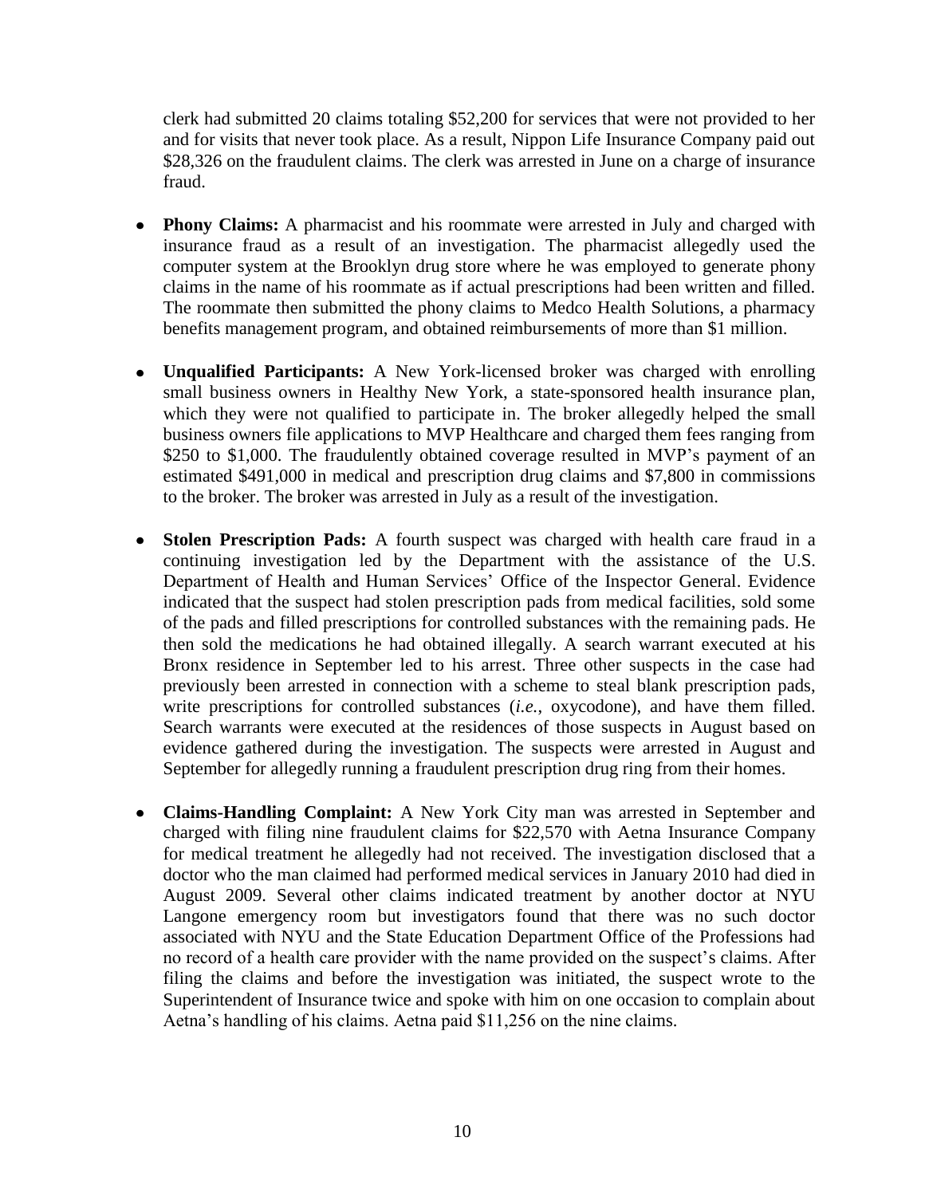clerk had submitted 20 claims totaling $52,200 for services that were not provided to her and for visits that never took place. As a result, Nippon Life Insurance Company paid out $28,326 on the fraudulent claims. The clerk was arrested in June on a charge of insurance fraud.

- **Phony Claims:** A pharmacist and his roommate were arrested in July and charged with insurance fraud as a result of an investigation. The pharmacist allegedly used the computer system at the Brooklyn drug store where he was employed to generate phony claims in the name of his roommate as if actual prescriptions had been written and filled. The roommate then submitted the phony claims to Medco Health Solutions, a pharmacy benefits management program, and obtained reimbursements of more than $1 million.

- **Unqualified Participants:** A New York-licensed broker was charged with enrolling small business owners in Healthy New York, a state-sponsored health insurance plan, which they were not qualified to participate in. The broker allegedly helped the small business owners file applications to MVP Healthcare and charged them fees ranging from $250 to $1,000. The fraudulently obtained coverage resulted in MVP's payment of an estimated $491,000 in medical and prescription drug claims and $7,800 in commissions to the broker. The broker was arrested in July as a result of the investigation.

- **Stolen Prescription Pads:** A fourth suspect was charged with health care fraud in a continuing investigation led by the Department with the assistance of the U.S. Department of Health and Human Services' Office of the Inspector General. Evidence indicated that the suspect had stolen prescription pads from medical facilities, sold some of the pads and filled prescriptions for controlled substances with the remaining pads. He then sold the medications he had obtained illegally. A search warrant executed at his Bronx residence in September led to his arrest. Three other suspects in the case had previously been arrested in connection with a scheme to steal blank prescription pads, write prescriptions for controlled substances (*i.e.*, oxycodone), and have them filled. Search warrants were executed at the residences of those suspects in August based on evidence gathered during the investigation. The suspects were arrested in August and September for allegedly running a fraudulent prescription drug ring from their homes.

- **Claims-Handling Complaint:** A New York City man was arrested in September and charged with filing nine fraudulent claims for $22,570 with Aetna Insurance Company for medical treatment he allegedly had not received. The investigation disclosed that a doctor who the man claimed had performed medical services in January 2010 had died in August 2009. Several other claims indicated treatment by another doctor at NYU Langone emergency room but investigators found that there was no such doctor associated with NYU and the State Education Department Office of the Professions had no record of a health care provider with the name provided on the suspect's claims. After filing the claims and before the investigation was initiated, the suspect wrote to the Superintendent of Insurance twice and spoke with him on one occasion to complain about Aetna's handling of his claims. Aetna paid $11,256 on the nine claims.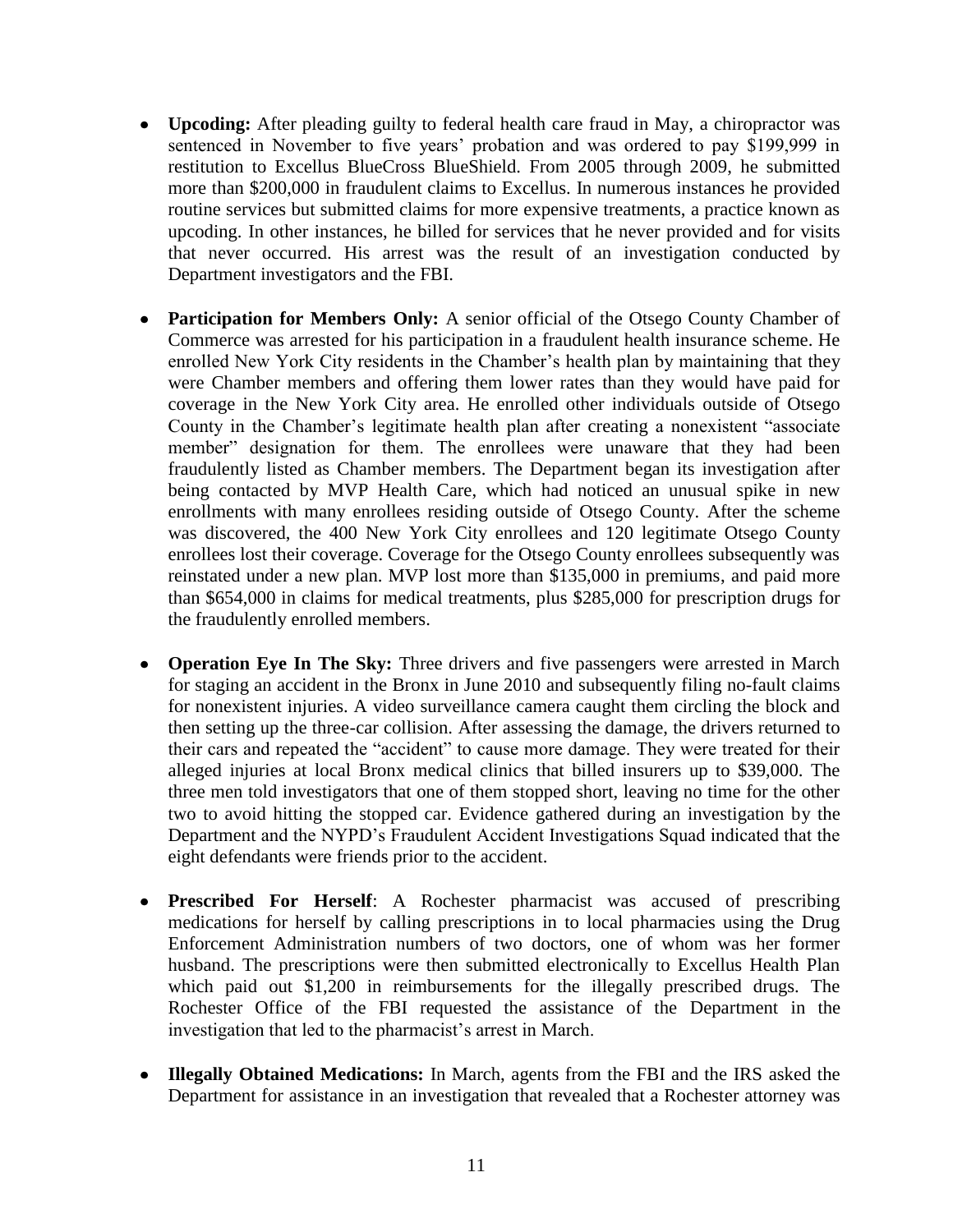- **Upcoding:** After pleading guilty to federal health care fraud in May, a chiropractor was sentenced in November to five years' probation and was ordered to pay $199,999 in restitution to Excellus BlueCross BlueShield. From 2005 through 2009, he submitted more than $200,000 in fraudulent claims to Excellus. In numerous instances he provided routine services but submitted claims for more expensive treatments, a practice known as upcoding. In other instances, he billed for services that he never provided and for visits that never occurred. His arrest was the result of an investigation conducted by Department investigators and the FBI.

- **Participation for Members Only:** A senior official of the Otsego County Chamber of Commerce was arrested for his participation in a fraudulent health insurance scheme. He enrolled New York City residents in the Chamber's health plan by maintaining that they were Chamber members and offering them lower rates than they would have paid for coverage in the New York City area. He enrolled other individuals outside of Otsego County in the Chamber's legitimate health plan after creating a nonexistent "associate member" designation for them. The enrollees were unaware that they had been fraudulently listed as Chamber members. The Department began its investigation after being contacted by MVP Health Care, which had noticed an unusual spike in new enrollments with many enrollees residing outside of Otsego County. After the scheme was discovered, the 400 New York City enrollees and 120 legitimate Otsego County enrollees lost their coverage. Coverage for the Otsego County enrollees subsequently was reinstated under a new plan. MVP lost more than $135,000 in premiums, and paid more than $654,000 in claims for medical treatments, plus $285,000 for prescription drugs for the fraudulently enrolled members.

- **Operation Eye In The Sky:** Three drivers and five passengers were arrested in March for staging an accident in the Bronx in June 2010 and subsequently filing no-fault claims for nonexistent injuries. A video surveillance camera caught them circling the block and then setting up the three-car collision. After assessing the damage, the drivers returned to their cars and repeated the "accident" to cause more damage. They were treated for their alleged injuries at local Bronx medical clinics that billed insurers up to $39,000. The three men told investigators that one of them stopped short, leaving no time for the other two to avoid hitting the stopped car. Evidence gathered during an investigation by the Department and the NYPD's Fraudulent Accident Investigations Squad indicated that the eight defendants were friends prior to the accident.

- **Prescribed For Herself**: A Rochester pharmacist was accused of prescribing medications for herself by calling prescriptions in to local pharmacies using the Drug Enforcement Administration numbers of two doctors, one of whom was her former husband. The prescriptions were then submitted electronically to Excellus Health Plan which paid out $1,200 in reimbursements for the illegally prescribed drugs. The Rochester Office of the FBI requested the assistance of the Department in the investigation that led to the pharmacist's arrest in March.

- **Illegally Obtained Medications:** In March, agents from the FBI and the IRS asked the Department for assistance in an investigation that revealed that a Rochester attorney was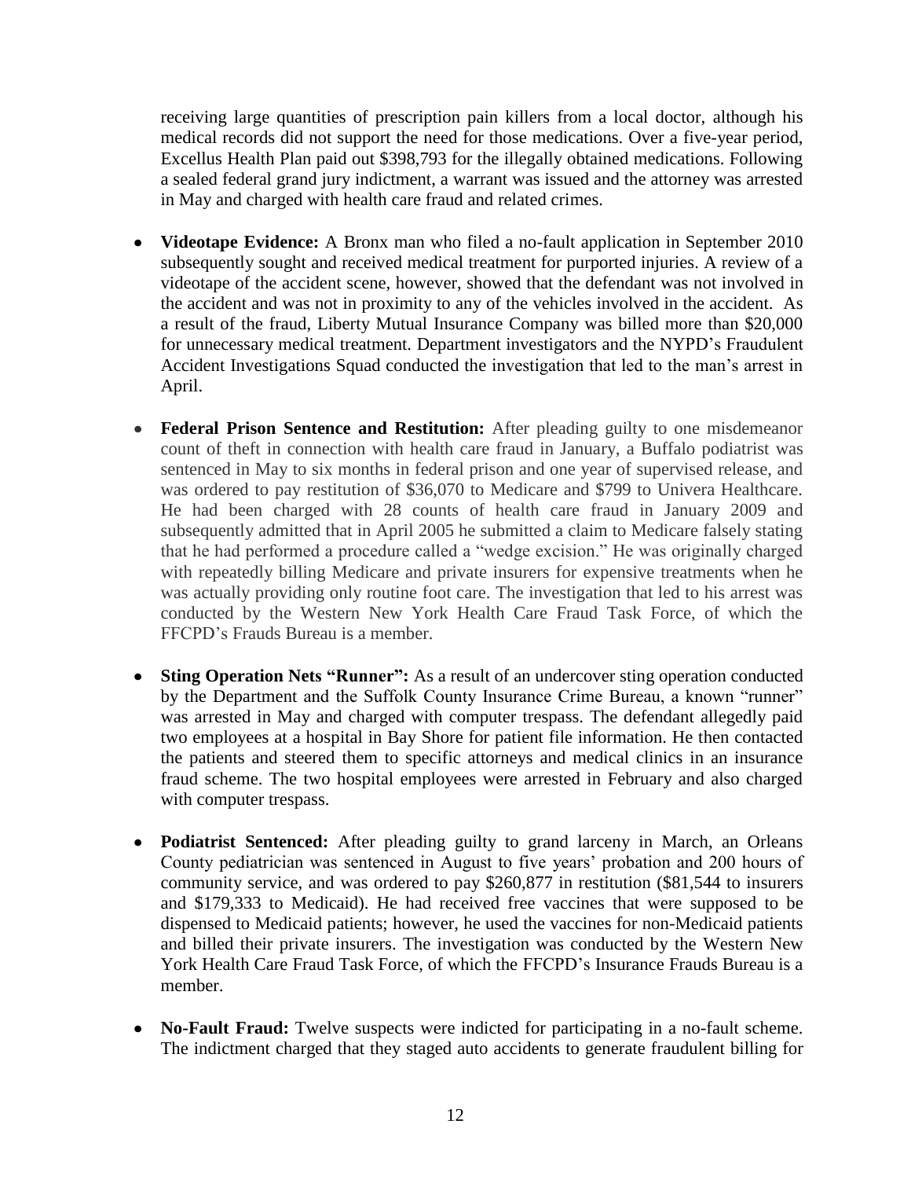receiving large quantities of prescription pain killers from a local doctor, although his medical records did not support the need for those medications. Over a five-year period, Excellus Health Plan paid out $398,793 for the illegally obtained medications. Following a sealed federal grand jury indictment, a warrant was issued and the attorney was arrested in May and charged with health care fraud and related crimes.

- **Videotape Evidence:** A Bronx man who filed a no-fault application in September 2010 subsequently sought and received medical treatment for purported injuries. A review of a videotape of the accident scene, however, showed that the defendant was not involved in the accident and was not in proximity to any of the vehicles involved in the accident. As a result of the fraud, Liberty Mutual Insurance Company was billed more than $20,000 for unnecessary medical treatment. Department investigators and the NYPD's Fraudulent Accident Investigations Squad conducted the investigation that led to the man's arrest in April.

- **Federal Prison Sentence and Restitution:** After pleading guilty to one misdemeanor count of theft in connection with health care fraud in January, a Buffalo podiatrist was sentenced in May to six months in federal prison and one year of supervised release, and was ordered to pay restitution of $36,070 to Medicare and $799 to Univera Healthcare. He had been charged with 28 counts of health care fraud in January 2009 and subsequently admitted that in April 2005 he submitted a claim to Medicare falsely stating that he had performed a procedure called a "wedge excision." He was originally charged with repeatedly billing Medicare and private insurers for expensive treatments when he was actually providing only routine foot care. The investigation that led to his arrest was conducted by the Western New York Health Care Fraud Task Force, of which the FFCPD's Frauds Bureau is a member.

- **Sting Operation Nets "Runner":** As a result of an undercover sting operation conducted by the Department and the Suffolk County Insurance Crime Bureau, a known "runner" was arrested in May and charged with computer trespass. The defendant allegedly paid two employees at a hospital in Bay Shore for patient file information. He then contacted the patients and steered them to specific attorneys and medical clinics in an insurance fraud scheme. The two hospital employees were arrested in February and also charged with computer trespass.

- **Podiatrist Sentenced:** After pleading guilty to grand larceny in March, an Orleans County pediatrician was sentenced in August to five years' probation and 200 hours of community service, and was ordered to pay $260,877 in restitution ($81,544 to insurers and $179,333 to Medicaid). He had received free vaccines that were supposed to be dispensed to Medicaid patients; however, he used the vaccines for non-Medicaid patients and billed their private insurers. The investigation was conducted by the Western New York Health Care Fraud Task Force, of which the FFCPD's Insurance Frauds Bureau is a member.

- **No-Fault Fraud:** Twelve suspects were indicted for participating in a no-fault scheme. The indictment charged that they staged auto accidents to generate fraudulent billing for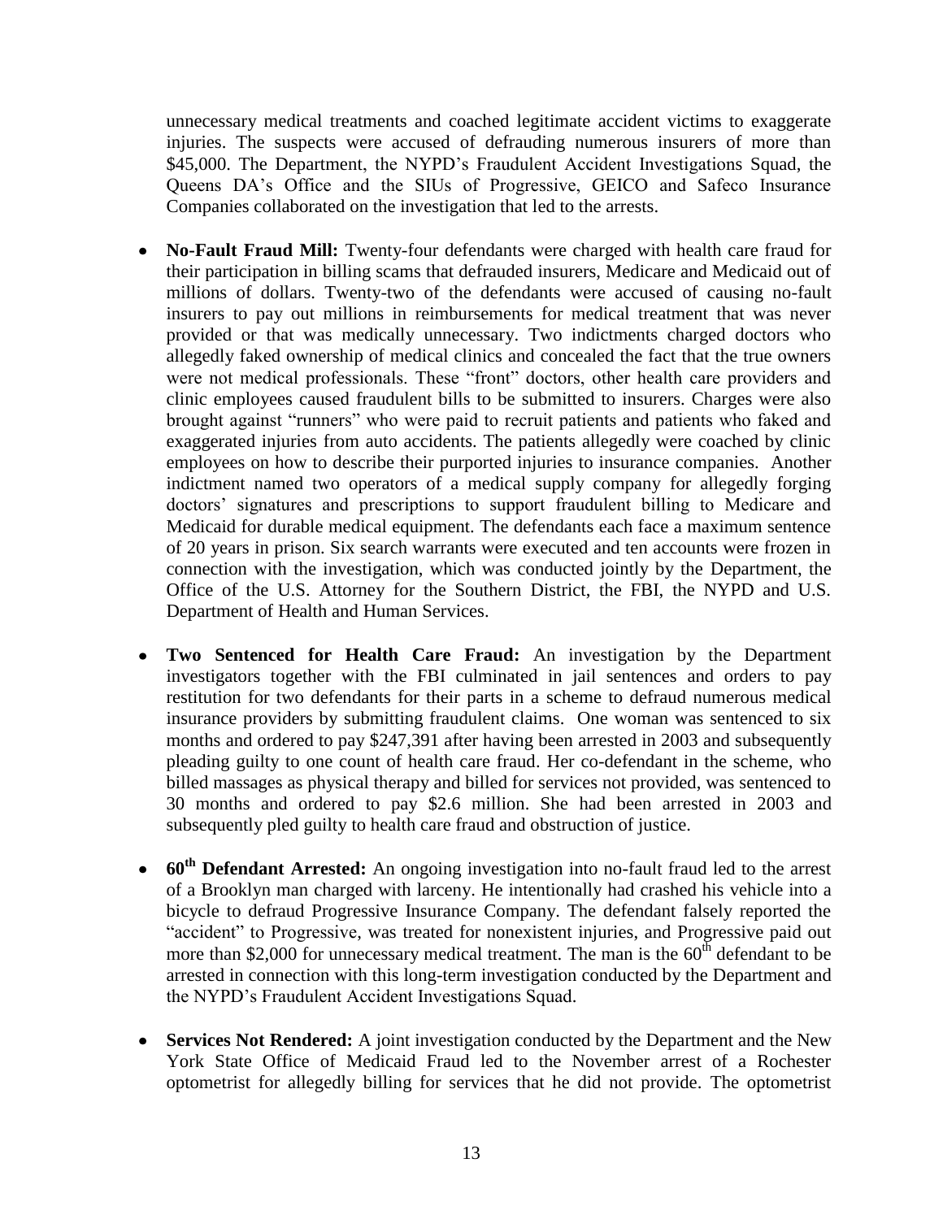unnecessary medical treatments and coached legitimate accident victims to exaggerate injuries. The suspects were accused of defrauding numerous insurers of more than $45,000. The Department, the NYPD's Fraudulent Accident Investigations Squad, the Queens DA's Office and the SIUs of Progressive, GEICO and Safeco Insurance Companies collaborated on the investigation that led to the arrests.

- **No-Fault Fraud Mill:** Twenty-four defendants were charged with health care fraud for their participation in billing scams that defrauded insurers, Medicare and Medicaid out of millions of dollars. Twenty-two of the defendants were accused of causing no-fault insurers to pay out millions in reimbursements for medical treatment that was never provided or that was medically unnecessary. Two indictments charged doctors who allegedly faked ownership of medical clinics and concealed the fact that the true owners were not medical professionals. These "front" doctors, other health care providers and clinic employees caused fraudulent bills to be submitted to insurers. Charges were also brought against "runners" who were paid to recruit patients and patients who faked and exaggerated injuries from auto accidents. The patients allegedly were coached by clinic employees on how to describe their purported injuries to insurance companies. Another indictment named two operators of a medical supply company for allegedly forging doctors' signatures and prescriptions to support fraudulent billing to Medicare and Medicaid for durable medical equipment. The defendants each face a maximum sentence of 20 years in prison. Six search warrants were executed and ten accounts were frozen in connection with the investigation, which was conducted jointly by the Department, the Office of the U.S. Attorney for the Southern District, the FBI, the NYPD and U.S. Department of Health and Human Services.

- **Two Sentenced for Health Care Fraud:** An investigation by the Department investigators together with the FBI culminated in jail sentences and orders to pay restitution for two defendants for their parts in a scheme to defraud numerous medical insurance providers by submitting fraudulent claims. One woman was sentenced to six months and ordered to pay $247,391 after having been arrested in 2003 and subsequently pleading guilty to one count of health care fraud. Her co-defendant in the scheme, who billed massages as physical therapy and billed for services not provided, was sentenced to 30 months and ordered to pay $2.6 million. She had been arrested in 2003 and subsequently pled guilty to health care fraud and obstruction of justice.

- **60th Defendant Arrested:** An ongoing investigation into no-fault fraud led to the arrest of a Brooklyn man charged with larceny. He intentionally had crashed his vehicle into a bicycle to defraud Progressive Insurance Company. The defendant falsely reported the "accident" to Progressive, was treated for nonexistent injuries, and Progressive paid out more than $2,000 for unnecessary medical treatment. The man is the 60th defendant to be arrested in connection with this long-term investigation conducted by the Department and the NYPD's Fraudulent Accident Investigations Squad.

- **Services Not Rendered:** A joint investigation conducted by the Department and the New York State Office of Medicaid Fraud led to the November arrest of a Rochester optometrist for allegedly billing for services that he did not provide. The optometrist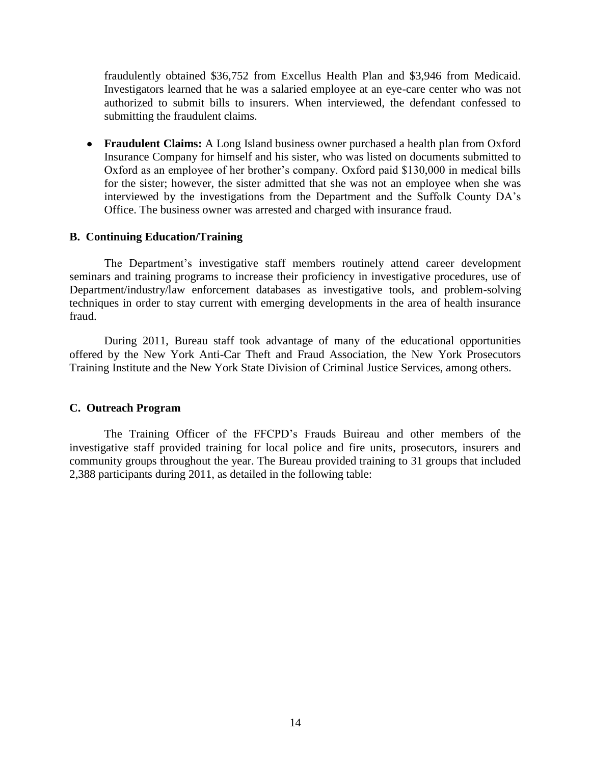fraudulently obtained $36,752 from Excellus Health Plan and $3,946 from Medicaid. Investigators learned that he was a salaried employee at an eye-care center who was not authorized to submit bills to insurers. When interviewed, the defendant confessed to submitting the fraudulent claims.

- **Fraudulent Claims:** A Long Island business owner purchased a health plan from Oxford Insurance Company for himself and his sister, who was listed on documents submitted to Oxford as an employee of her brother's company. Oxford paid $130,000 in medical bills for the sister; however, the sister admitted that she was not an employee when she was interviewed by the investigations from the Department and the Suffolk County DA's Office. The business owner was arrested and charged with insurance fraud.

### B. Continuing Education/Training

The Department's investigative staff members routinely attend career development seminars and training programs to increase their proficiency in investigative procedures, use of Department/industry/law enforcement databases as investigative tools, and problem-solving techniques in order to stay current with emerging developments in the area of health insurance fraud.

During 2011, Bureau staff took advantage of many of the educational opportunities offered by the New York Anti-Car Theft and Fraud Association, the New York Prosecutors Training Institute and the New York State Division of Criminal Justice Services, among others.

### C. Outreach Program

The Training Officer of the FFCPD's Frauds Buireau and other members of the investigative staff provided training for local police and fire units, prosecutors, insurers and community groups throughout the year. The Bureau provided training to 31 groups that included 2,388 participants during 2011, as detailed in the following table: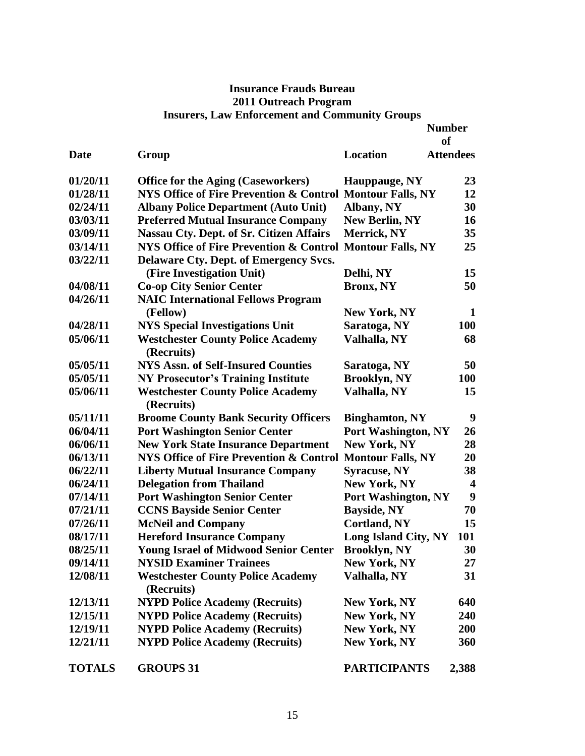**Insurance Frauds Bureau**
**2011 Outreach Program**
**Insurers, Law Enforcement and Community Groups**

| Date | Group | Location | Number of Attendees |
|---|---|---|---|
| 01/20/11 | Office for the Aging (Caseworkers) | Hauppauge, NY | 23 |
| 01/28/11 | NYS Office of Fire Prevention & Control | Montour Falls, NY | 12 |
| 02/24/11 | Albany Police Department (Auto Unit) | Albany, NY | 30 |
| 03/03/11 | Preferred Mutual Insurance Company | New Berlin, NY | 16 |
| 03/09/11 | Nassau Cty. Dept. of Sr. Citizen Affairs | Merrick, NY | 35 |
| 03/14/11 | NYS Office of Fire Prevention & Control | Montour Falls, NY | 25 |
| 03/22/11 | Delaware Cty. Dept. of Emergency Svcs. (Fire Investigation Unit) | Delhi, NY | 15 |
| 04/08/11 | Co-op City Senior Center | Bronx, NY | 50 |
| 04/26/11 | NAIC International Fellows Program (Fellow) | New York, NY | 1 |
| 04/28/11 | NYS Special Investigations Unit | Saratoga, NY | 100 |
| 05/06/11 | Westchester County Police Academy (Recruits) | Valhalla, NY | 68 |
| 05/05/11 | NYS Assn. of Self-Insured Counties | Saratoga, NY | 50 |
| 05/05/11 | NY Prosecutor's Training Institute | Brooklyn, NY | 100 |
| 05/06/11 | Westchester County Police Academy (Recruits) | Valhalla, NY | 15 |
| 05/11/11 | Broome County Bank Security Officers | Binghamton, NY | 9 |
| 06/04/11 | Port Washington Senior Center | Port Washington, NY | 26 |
| 06/06/11 | New York State Insurance Department | New York, NY | 28 |
| 06/13/11 | NYS Office of Fire Prevention & Control | Montour Falls, NY | 20 |
| 06/22/11 | Liberty Mutual Insurance Company | Syracuse, NY | 38 |
| 06/24/11 | Delegation from Thailand | New York, NY | 4 |
| 07/14/11 | Port Washington Senior Center | Port Washington, NY | 9 |
| 07/21/11 | CCNS Bayside Senior Center | Bayside, NY | 70 |
| 07/26/11 | McNeil and Company | Cortland, NY | 15 |
| 08/17/11 | Hereford Insurance Company | Long Island City, NY | 101 |
| 08/25/11 | Young Israel of Midwood Senior Center | Brooklyn, NY | 30 |
| 09/14/11 | NYSID Examiner Trainees | New York, NY | 27 |
| 12/08/11 | Westchester County Police Academy (Recruits) | Valhalla, NY | 31 |
| 12/13/11 | NYPD Police Academy (Recruits) | New York, NY | 640 |
| 12/15/11 | NYPD Police Academy (Recruits) | New York, NY | 240 |
| 12/19/11 | NYPD Police Academy (Recruits) | New York, NY | 200 |
| 12/21/11 | NYPD Police Academy (Recruits) | New York, NY | 360 |
| **TOTALS** | **GROUPS 31** | **PARTICIPANTS** | **2,388** |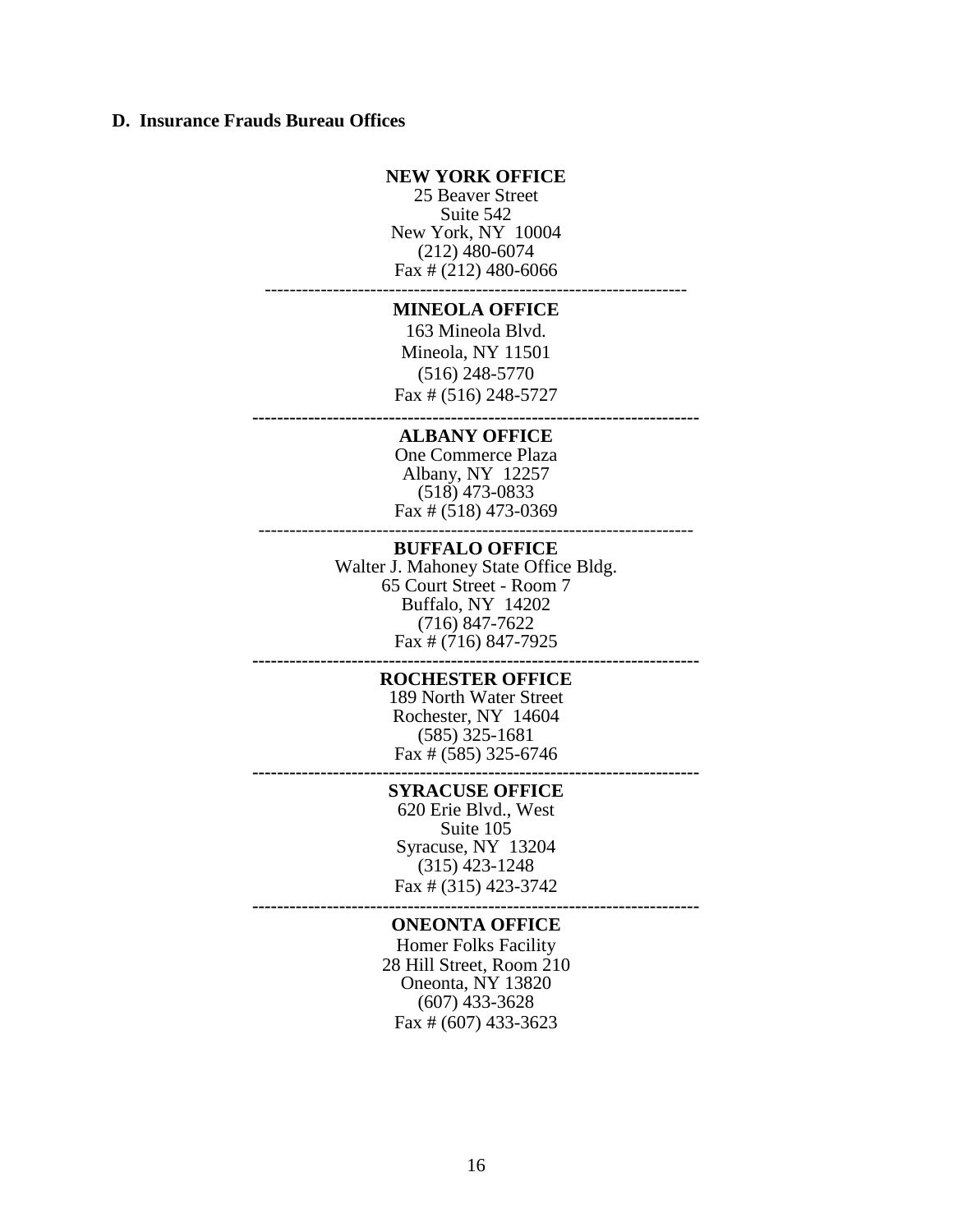## D. Insurance Frauds Bureau Offices

**NEW YORK OFFICE**
25 Beaver Street
Suite 542
New York, NY 10004
(212) 480-6074
Fax # (212) 480-6066

---

**MINEOLA OFFICE**
163 Mineola Blvd.
Mineola, NY 11501
(516) 248-5770
Fax # (516) 248-5727

---

**ALBANY OFFICE**
One Commerce Plaza
Albany, NY 12257
(518) 473-0833
Fax # (518) 473-0369

---

**BUFFALO OFFICE**
Walter J. Mahoney State Office Bldg.
65 Court Street - Room 7
Buffalo, NY 14202
(716) 847-7622
Fax # (716) 847-7925

---

**ROCHESTER OFFICE**
189 North Water Street
Rochester, NY 14604
(585) 325-1681
Fax # (585) 325-6746

---

**SYRACUSE OFFICE**
620 Erie Blvd., West
Suite 105
Syracuse, NY 13204
(315) 423-1248
Fax # (315) 423-3742

---

**ONEONTA OFFICE**
Homer Folks Facility
28 Hill Street, Room 210
Oneonta, NY 13820
(607) 433-3628
Fax # (607) 433-3623